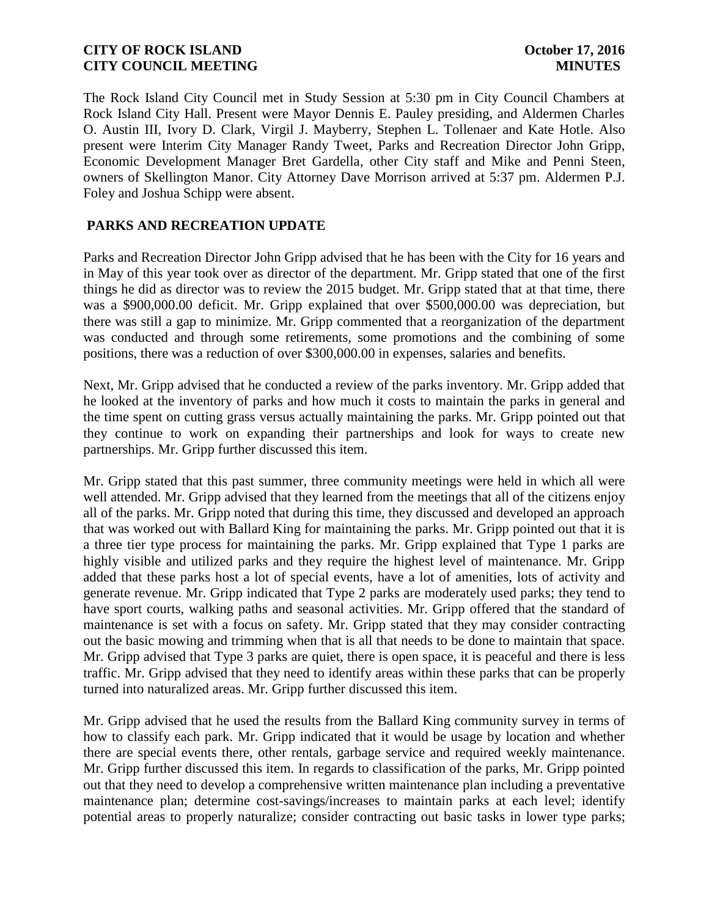The Rock Island City Council met in Study Session at 5:30 pm in City Council Chambers at Rock Island City Hall. Present were Mayor Dennis E. Pauley presiding, and Aldermen Charles O. Austin III, Ivory D. Clark, Virgil J. Mayberry, Stephen L. Tollenaer and Kate Hotle. Also present were Interim City Manager Randy Tweet, Parks and Recreation Director John Gripp, Economic Development Manager Bret Gardella, other City staff and Mike and Penni Steen, owners of Skellington Manor. City Attorney Dave Morrison arrived at 5:37 pm. Aldermen P.J. Foley and Joshua Schipp were absent.

## PARKS AND RECREATION UPDATE

Parks and Recreation Director John Gripp advised that he has been with the City for 16 years and in May of this year took over as director of the department. Mr. Gripp stated that one of the first things he did as director was to review the 2015 budget. Mr. Gripp stated that at that time, there was a $900,000.00 deficit. Mr. Gripp explained that over $500,000.00 was depreciation, but there was still a gap to minimize. Mr. Gripp commented that a reorganization of the department was conducted and through some retirements, some promotions and the combining of some positions, there was a reduction of over $300,000.00 in expenses, salaries and benefits.

Next, Mr. Gripp advised that he conducted a review of the parks inventory. Mr. Gripp added that he looked at the inventory of parks and how much it costs to maintain the parks in general and the time spent on cutting grass versus actually maintaining the parks. Mr. Gripp pointed out that they continue to work on expanding their partnerships and look for ways to create new partnerships. Mr. Gripp further discussed this item.

Mr. Gripp stated that this past summer, three community meetings were held in which all were well attended. Mr. Gripp advised that they learned from the meetings that all of the citizens enjoy all of the parks. Mr. Gripp noted that during this time, they discussed and developed an approach that was worked out with Ballard King for maintaining the parks. Mr. Gripp pointed out that it is a three tier type process for maintaining the parks. Mr. Gripp explained that Type 1 parks are highly visible and utilized parks and they require the highest level of maintenance. Mr. Gripp added that these parks host a lot of special events, have a lot of amenities, lots of activity and generate revenue. Mr. Gripp indicated that Type 2 parks are moderately used parks; they tend to have sport courts, walking paths and seasonal activities. Mr. Gripp offered that the standard of maintenance is set with a focus on safety. Mr. Gripp stated that they may consider contracting out the basic mowing and trimming when that is all that needs to be done to maintain that space. Mr. Gripp advised that Type 3 parks are quiet, there is open space, it is peaceful and there is less traffic. Mr. Gripp advised that they need to identify areas within these parks that can be properly turned into naturalized areas. Mr. Gripp further discussed this item.

Mr. Gripp advised that he used the results from the Ballard King community survey in terms of how to classify each park. Mr. Gripp indicated that it would be usage by location and whether there are special events there, other rentals, garbage service and required weekly maintenance. Mr. Gripp further discussed this item. In regards to classification of the parks, Mr. Gripp pointed out that they need to develop a comprehensive written maintenance plan including a preventative maintenance plan; determine cost-savings/increases to maintain parks at each level; identify potential areas to properly naturalize; consider contracting out basic tasks in lower type parks;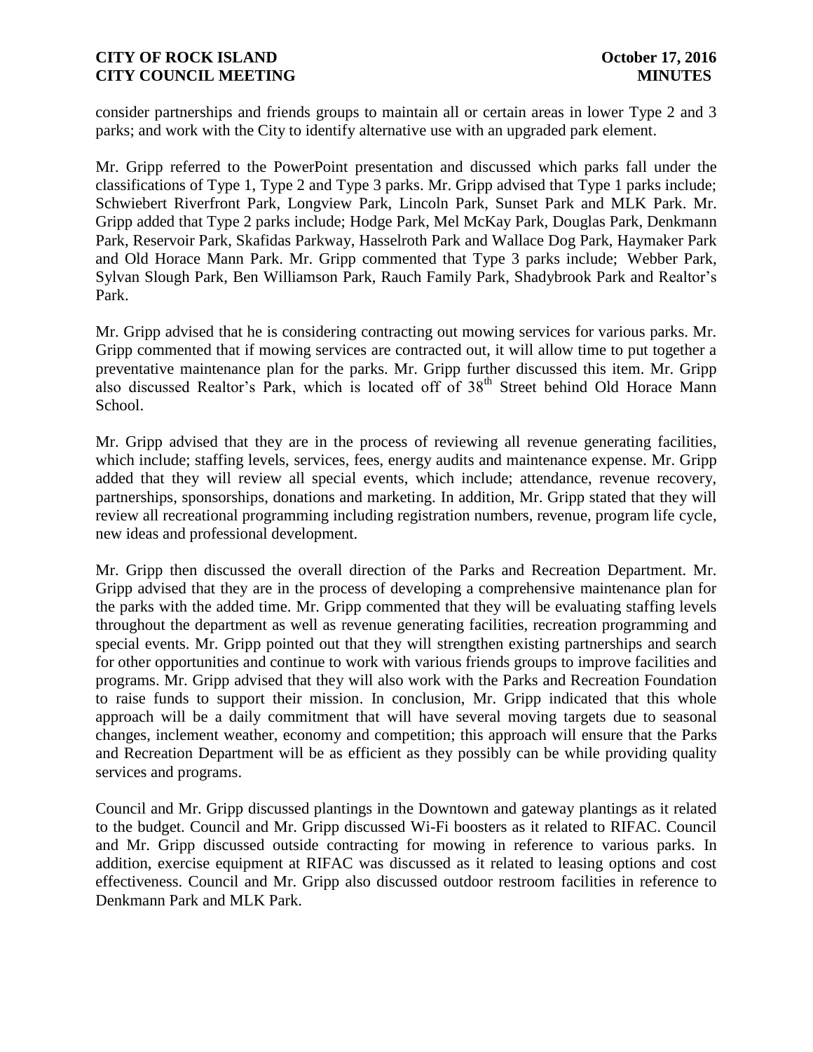consider partnerships and friends groups to maintain all or certain areas in lower Type 2 and 3 parks; and work with the City to identify alternative use with an upgraded park element.

Mr. Gripp referred to the PowerPoint presentation and discussed which parks fall under the classifications of Type 1, Type 2 and Type 3 parks. Mr. Gripp advised that Type 1 parks include; Schwiebert Riverfront Park, Longview Park, Lincoln Park, Sunset Park and MLK Park. Mr. Gripp added that Type 2 parks include; Hodge Park, Mel McKay Park, Douglas Park, Denkmann Park, Reservoir Park, Skafidas Parkway, Hasselroth Park and Wallace Dog Park, Haymaker Park and Old Horace Mann Park. Mr. Gripp commented that Type 3 parks include; Webber Park, Sylvan Slough Park, Ben Williamson Park, Rauch Family Park, Shadybrook Park and Realtor's Park.

Mr. Gripp advised that he is considering contracting out mowing services for various parks. Mr. Gripp commented that if mowing services are contracted out, it will allow time to put together a preventative maintenance plan for the parks. Mr. Gripp further discussed this item. Mr. Gripp also discussed Realtor's Park, which is located off of 38th Street behind Old Horace Mann School.

Mr. Gripp advised that they are in the process of reviewing all revenue generating facilities, which include; staffing levels, services, fees, energy audits and maintenance expense. Mr. Gripp added that they will review all special events, which include; attendance, revenue recovery, partnerships, sponsorships, donations and marketing. In addition, Mr. Gripp stated that they will review all recreational programming including registration numbers, revenue, program life cycle, new ideas and professional development.

Mr. Gripp then discussed the overall direction of the Parks and Recreation Department. Mr. Gripp advised that they are in the process of developing a comprehensive maintenance plan for the parks with the added time. Mr. Gripp commented that they will be evaluating staffing levels throughout the department as well as revenue generating facilities, recreation programming and special events. Mr. Gripp pointed out that they will strengthen existing partnerships and search for other opportunities and continue to work with various friends groups to improve facilities and programs. Mr. Gripp advised that they will also work with the Parks and Recreation Foundation to raise funds to support their mission. In conclusion, Mr. Gripp indicated that this whole approach will be a daily commitment that will have several moving targets due to seasonal changes, inclement weather, economy and competition; this approach will ensure that the Parks and Recreation Department will be as efficient as they possibly can be while providing quality services and programs.

Council and Mr. Gripp discussed plantings in the Downtown and gateway plantings as it related to the budget. Council and Mr. Gripp discussed Wi-Fi boosters as it related to RIFAC. Council and Mr. Gripp discussed outside contracting for mowing in reference to various parks. In addition, exercise equipment at RIFAC was discussed as it related to leasing options and cost effectiveness. Council and Mr. Gripp also discussed outdoor restroom facilities in reference to Denkmann Park and MLK Park.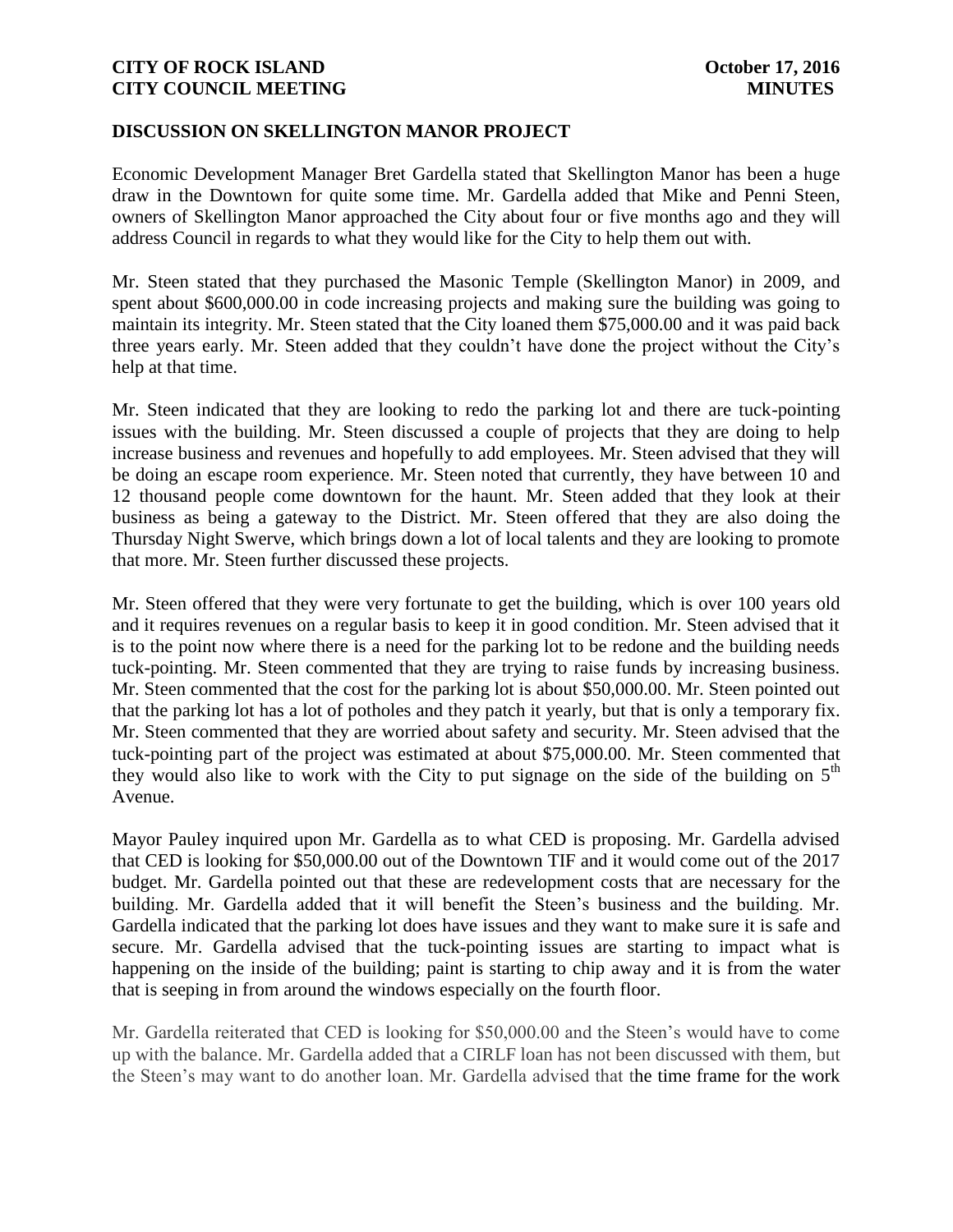## DISCUSSION ON SKELLINGTON MANOR PROJECT

Economic Development Manager Bret Gardella stated that Skellington Manor has been a huge draw in the Downtown for quite some time. Mr. Gardella added that Mike and Penni Steen, owners of Skellington Manor approached the City about four or five months ago and they will address Council in regards to what they would like for the City to help them out with.

Mr. Steen stated that they purchased the Masonic Temple (Skellington Manor) in 2009, and spent about $600,000.00 in code increasing projects and making sure the building was going to maintain its integrity. Mr. Steen stated that the City loaned them $75,000.00 and it was paid back three years early. Mr. Steen added that they couldn't have done the project without the City's help at that time.

Mr. Steen indicated that they are looking to redo the parking lot and there are tuck-pointing issues with the building. Mr. Steen discussed a couple of projects that they are doing to help increase business and revenues and hopefully to add employees. Mr. Steen advised that they will be doing an escape room experience. Mr. Steen noted that currently, they have between 10 and 12 thousand people come downtown for the haunt. Mr. Steen added that they look at their business as being a gateway to the District. Mr. Steen offered that they are also doing the Thursday Night Swerve, which brings down a lot of local talents and they are looking to promote that more. Mr. Steen further discussed these projects.

Mr. Steen offered that they were very fortunate to get the building, which is over 100 years old and it requires revenues on a regular basis to keep it in good condition. Mr. Steen advised that it is to the point now where there is a need for the parking lot to be redone and the building needs tuck-pointing. Mr. Steen commented that they are trying to raise funds by increasing business. Mr. Steen commented that the cost for the parking lot is about $50,000.00. Mr. Steen pointed out that the parking lot has a lot of potholes and they patch it yearly, but that is only a temporary fix. Mr. Steen commented that they are worried about safety and security. Mr. Steen advised that the tuck-pointing part of the project was estimated at about $75,000.00. Mr. Steen commented that they would also like to work with the City to put signage on the side of the building on 5th Avenue.

Mayor Pauley inquired upon Mr. Gardella as to what CED is proposing. Mr. Gardella advised that CED is looking for $50,000.00 out of the Downtown TIF and it would come out of the 2017 budget. Mr. Gardella pointed out that these are redevelopment costs that are necessary for the building. Mr. Gardella added that it will benefit the Steen's business and the building. Mr. Gardella indicated that the parking lot does have issues and they want to make sure it is safe and secure. Mr. Gardella advised that the tuck-pointing issues are starting to impact what is happening on the inside of the building; paint is starting to chip away and it is from the water that is seeping in from around the windows especially on the fourth floor.

Mr. Gardella reiterated that CED is looking for $50,000.00 and the Steen's would have to come up with the balance. Mr. Gardella added that a CIRLF loan has not been discussed with them, but the Steen's may want to do another loan. Mr. Gardella advised that the time frame for the work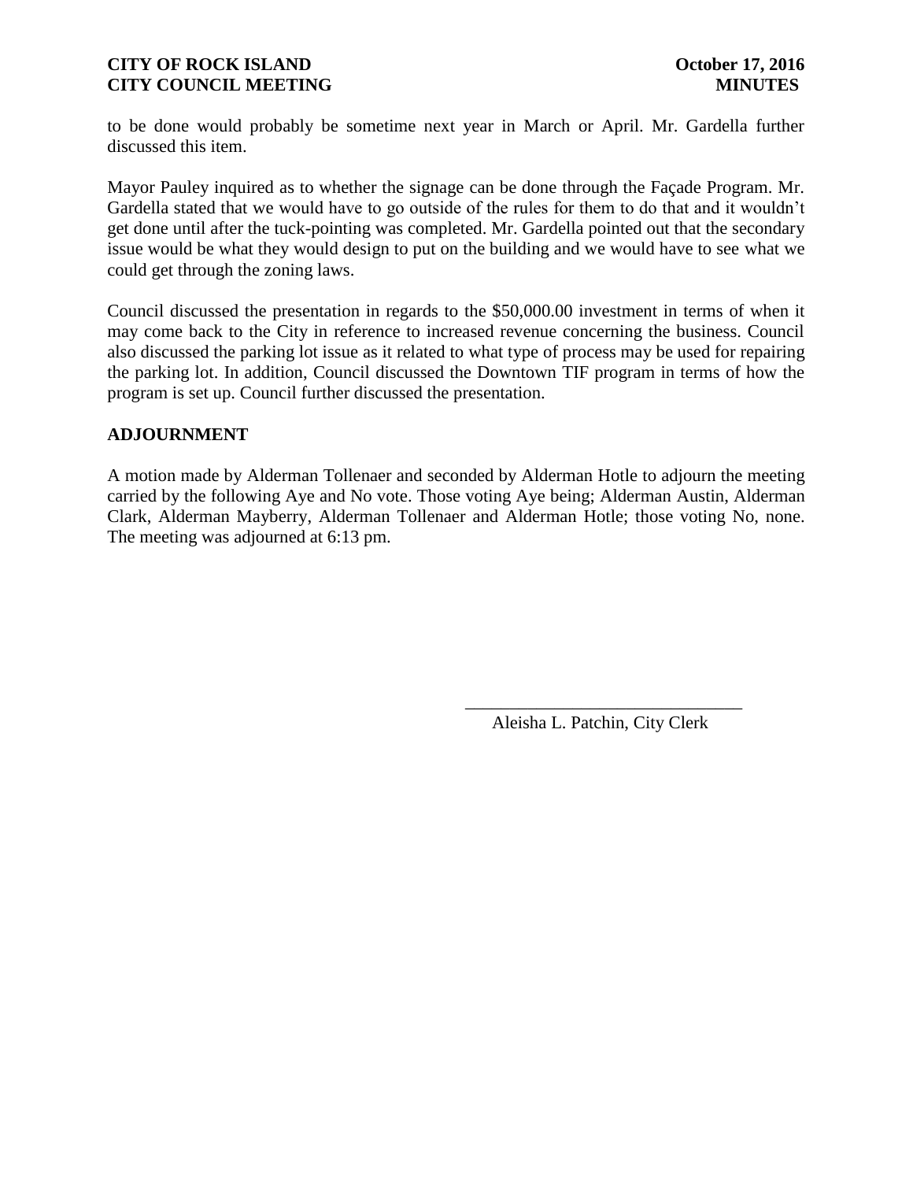to be done would probably be sometime next year in March or April. Mr. Gardella further discussed this item.

Mayor Pauley inquired as to whether the signage can be done through the Façade Program. Mr. Gardella stated that we would have to go outside of the rules for them to do that and it wouldn't get done until after the tuck-pointing was completed. Mr. Gardella pointed out that the secondary issue would be what they would design to put on the building and we would have to see what we could get through the zoning laws.

Council discussed the presentation in regards to the $50,000.00 investment in terms of when it may come back to the City in reference to increased revenue concerning the business. Council also discussed the parking lot issue as it related to what type of process may be used for repairing the parking lot. In addition, Council discussed the Downtown TIF program in terms of how the program is set up. Council further discussed the presentation.

**ADJOURNMENT**

A motion made by Alderman Tollenaer and seconded by Alderman Hotle to adjourn the meeting carried by the following Aye and No vote. Those voting Aye being; Alderman Austin, Alderman Clark, Alderman Mayberry, Alderman Tollenaer and Alderman Hotle; those voting No, none. The meeting was adjourned at 6:13 pm.

_______________________________

Aleisha L. Patchin, City Clerk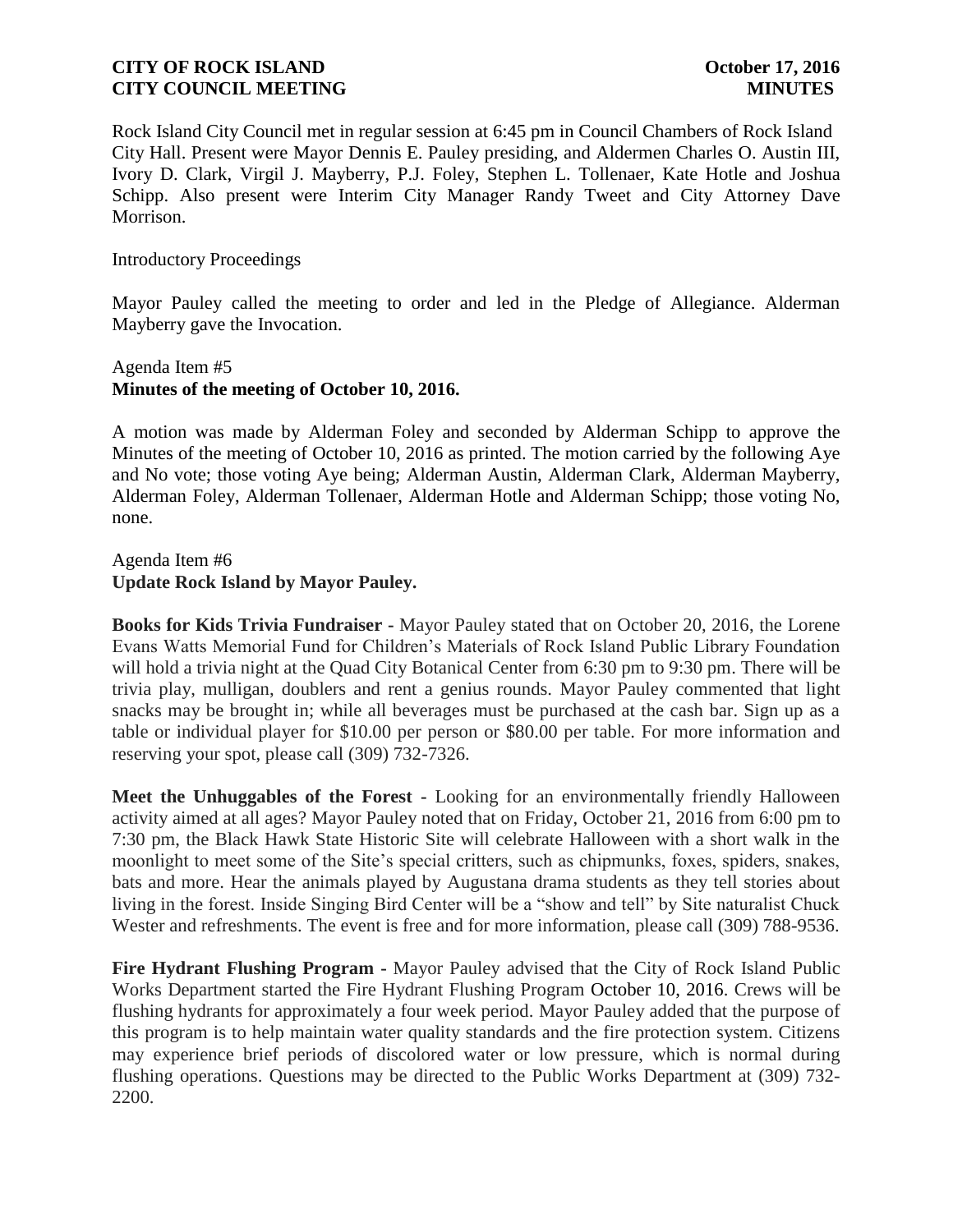Rock Island City Council met in regular session at 6:45 pm in Council Chambers of Rock Island City Hall. Present were Mayor Dennis E. Pauley presiding, and Aldermen Charles O. Austin III, Ivory D. Clark, Virgil J. Mayberry, P.J. Foley, Stephen L. Tollenaer, Kate Hotle and Joshua Schipp. Also present were Interim City Manager Randy Tweet and City Attorney Dave Morrison.

Introductory Proceedings

Mayor Pauley called the meeting to order and led in the Pledge of Allegiance. Alderman Mayberry gave the Invocation.

Agenda Item #5
**Minutes of the meeting of October 10, 2016.**

A motion was made by Alderman Foley and seconded by Alderman Schipp to approve the Minutes of the meeting of October 10, 2016 as printed. The motion carried by the following Aye and No vote; those voting Aye being; Alderman Austin, Alderman Clark, Alderman Mayberry, Alderman Foley, Alderman Tollenaer, Alderman Hotle and Alderman Schipp; those voting No, none.

Agenda Item #6
**Update Rock Island by Mayor Pauley.**

**Books for Kids Trivia Fundraiser -** Mayor Pauley stated that on October 20, 2016, the Lorene Evans Watts Memorial Fund for Children's Materials of Rock Island Public Library Foundation will hold a trivia night at the Quad City Botanical Center from 6:30 pm to 9:30 pm. There will be trivia play, mulligan, doublers and rent a genius rounds. Mayor Pauley commented that light snacks may be brought in; while all beverages must be purchased at the cash bar. Sign up as a table or individual player for $10.00 per person or $80.00 per table. For more information and reserving your spot, please call (309) 732-7326.

**Meet the Unhuggables of the Forest -** Looking for an environmentally friendly Halloween activity aimed at all ages? Mayor Pauley noted that on Friday, October 21, 2016 from 6:00 pm to 7:30 pm, the Black Hawk State Historic Site will celebrate Halloween with a short walk in the moonlight to meet some of the Site's special critters, such as chipmunks, foxes, spiders, snakes, bats and more. Hear the animals played by Augustana drama students as they tell stories about living in the forest. Inside Singing Bird Center will be a "show and tell" by Site naturalist Chuck Wester and refreshments. The event is free and for more information, please call (309) 788-9536.

**Fire Hydrant Flushing Program -** Mayor Pauley advised that the City of Rock Island Public Works Department started the Fire Hydrant Flushing Program October 10, 2016. Crews will be flushing hydrants for approximately a four week period. Mayor Pauley added that the purpose of this program is to help maintain water quality standards and the fire protection system. Citizens may experience brief periods of discolored water or low pressure, which is normal during flushing operations. Questions may be directed to the Public Works Department at (309) 732-2200.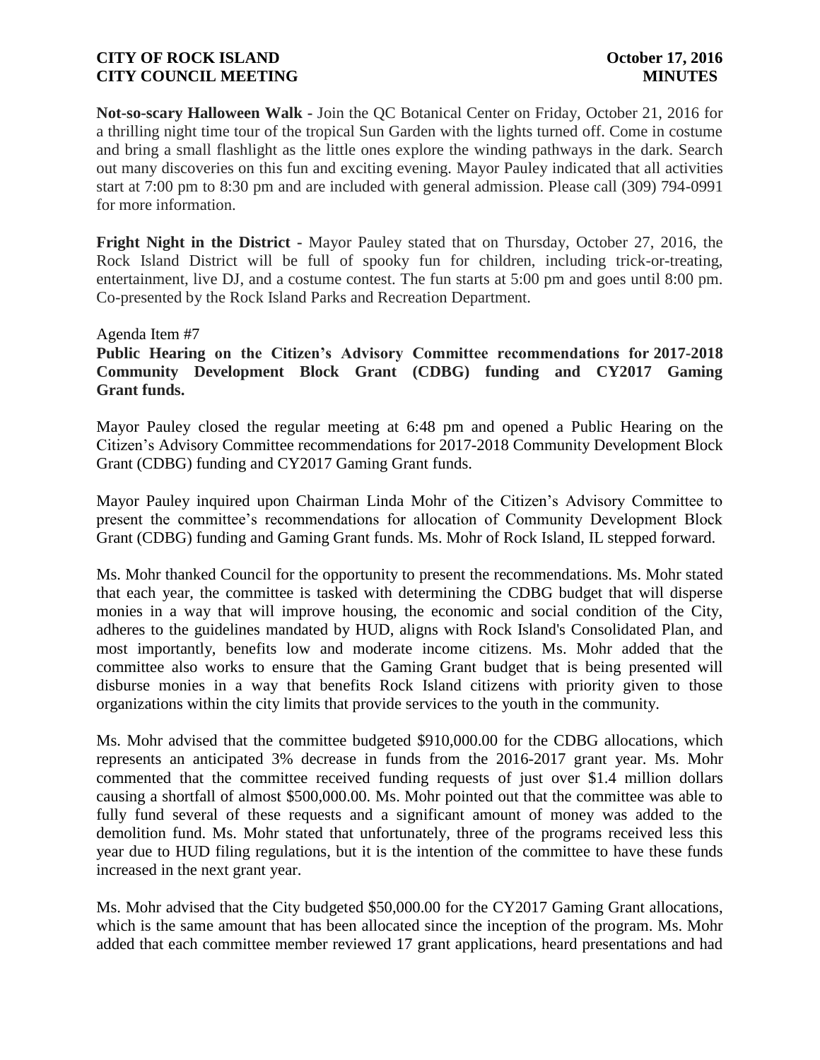**Not-so-scary Halloween Walk -** Join the QC Botanical Center on Friday, October 21, 2016 for a thrilling night time tour of the tropical Sun Garden with the lights turned off. Come in costume and bring a small flashlight as the little ones explore the winding pathways in the dark. Search out many discoveries on this fun and exciting evening. Mayor Pauley indicated that all activities start at 7:00 pm to 8:30 pm and are included with general admission. Please call (309) 794-0991 for more information.

**Fright Night in the District -** Mayor Pauley stated that on Thursday, October 27, 2016, the Rock Island District will be full of spooky fun for children, including trick-or-treating, entertainment, live DJ, and a costume contest. The fun starts at 5:00 pm and goes until 8:00 pm. Co-presented by the Rock Island Parks and Recreation Department.

Agenda Item #7

**Public Hearing on the Citizen's Advisory Committee recommendations for 2017-2018 Community Development Block Grant (CDBG) funding and CY2017 Gaming Grant funds.**

Mayor Pauley closed the regular meeting at 6:48 pm and opened a Public Hearing on the Citizen's Advisory Committee recommendations for 2017-2018 Community Development Block Grant (CDBG) funding and CY2017 Gaming Grant funds.

Mayor Pauley inquired upon Chairman Linda Mohr of the Citizen's Advisory Committee to present the committee's recommendations for allocation of Community Development Block Grant (CDBG) funding and Gaming Grant funds. Ms. Mohr of Rock Island, IL stepped forward.

Ms. Mohr thanked Council for the opportunity to present the recommendations. Ms. Mohr stated that each year, the committee is tasked with determining the CDBG budget that will disperse monies in a way that will improve housing, the economic and social condition of the City, adheres to the guidelines mandated by HUD, aligns with Rock Island's Consolidated Plan, and most importantly, benefits low and moderate income citizens. Ms. Mohr added that the committee also works to ensure that the Gaming Grant budget that is being presented will disburse monies in a way that benefits Rock Island citizens with priority given to those organizations within the city limits that provide services to the youth in the community.

Ms. Mohr advised that the committee budgeted $910,000.00 for the CDBG allocations, which represents an anticipated 3% decrease in funds from the 2016-2017 grant year. Ms. Mohr commented that the committee received funding requests of just over $1.4 million dollars causing a shortfall of almost $500,000.00. Ms. Mohr pointed out that the committee was able to fully fund several of these requests and a significant amount of money was added to the demolition fund. Ms. Mohr stated that unfortunately, three of the programs received less this year due to HUD filing regulations, but it is the intention of the committee to have these funds increased in the next grant year.

Ms. Mohr advised that the City budgeted $50,000.00 for the CY2017 Gaming Grant allocations, which is the same amount that has been allocated since the inception of the program. Ms. Mohr added that each committee member reviewed 17 grant applications, heard presentations and had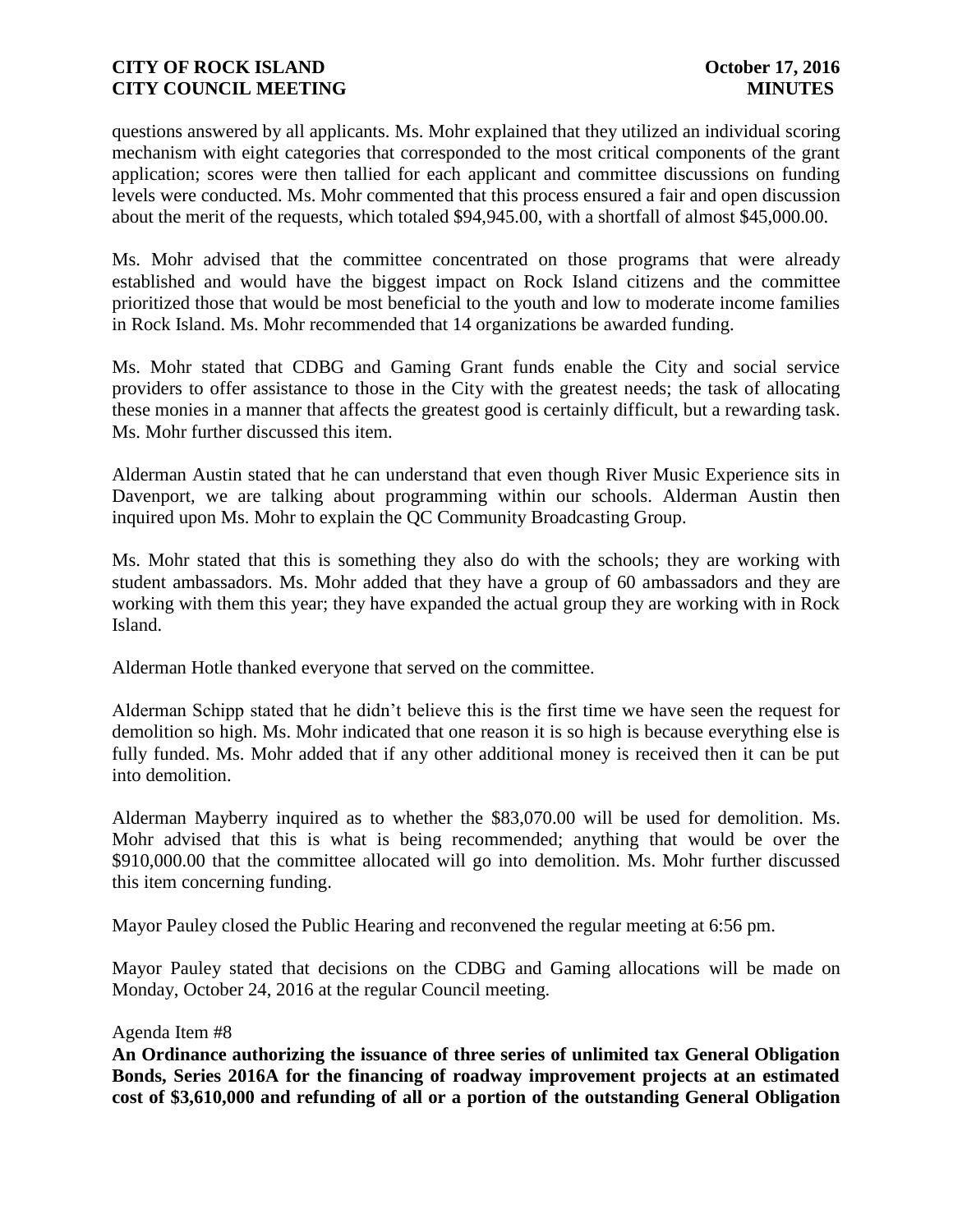questions answered by all applicants. Ms. Mohr explained that they utilized an individual scoring mechanism with eight categories that corresponded to the most critical components of the grant application; scores were then tallied for each applicant and committee discussions on funding levels were conducted. Ms. Mohr commented that this process ensured a fair and open discussion about the merit of the requests, which totaled $94,945.00, with a shortfall of almost $45,000.00.

Ms. Mohr advised that the committee concentrated on those programs that were already established and would have the biggest impact on Rock Island citizens and the committee prioritized those that would be most beneficial to the youth and low to moderate income families in Rock Island. Ms. Mohr recommended that 14 organizations be awarded funding.

Ms. Mohr stated that CDBG and Gaming Grant funds enable the City and social service providers to offer assistance to those in the City with the greatest needs; the task of allocating these monies in a manner that affects the greatest good is certainly difficult, but a rewarding task. Ms. Mohr further discussed this item.

Alderman Austin stated that he can understand that even though River Music Experience sits in Davenport, we are talking about programming within our schools. Alderman Austin then inquired upon Ms. Mohr to explain the QC Community Broadcasting Group.

Ms. Mohr stated that this is something they also do with the schools; they are working with student ambassadors. Ms. Mohr added that they have a group of 60 ambassadors and they are working with them this year; they have expanded the actual group they are working with in Rock Island.

Alderman Hotle thanked everyone that served on the committee.

Alderman Schipp stated that he didn't believe this is the first time we have seen the request for demolition so high. Ms. Mohr indicated that one reason it is so high is because everything else is fully funded. Ms. Mohr added that if any other additional money is received then it can be put into demolition.

Alderman Mayberry inquired as to whether the $83,070.00 will be used for demolition. Ms. Mohr advised that this is what is being recommended; anything that would be over the $910,000.00 that the committee allocated will go into demolition. Ms. Mohr further discussed this item concerning funding.

Mayor Pauley closed the Public Hearing and reconvened the regular meeting at 6:56 pm.

Mayor Pauley stated that decisions on the CDBG and Gaming allocations will be made on Monday, October 24, 2016 at the regular Council meeting.

Agenda Item #8

**An Ordinance authorizing the issuance of three series of unlimited tax General Obligation Bonds, Series 2016A for the financing of roadway improvement projects at an estimated cost of $3,610,000 and refunding of all or a portion of the outstanding General Obligation**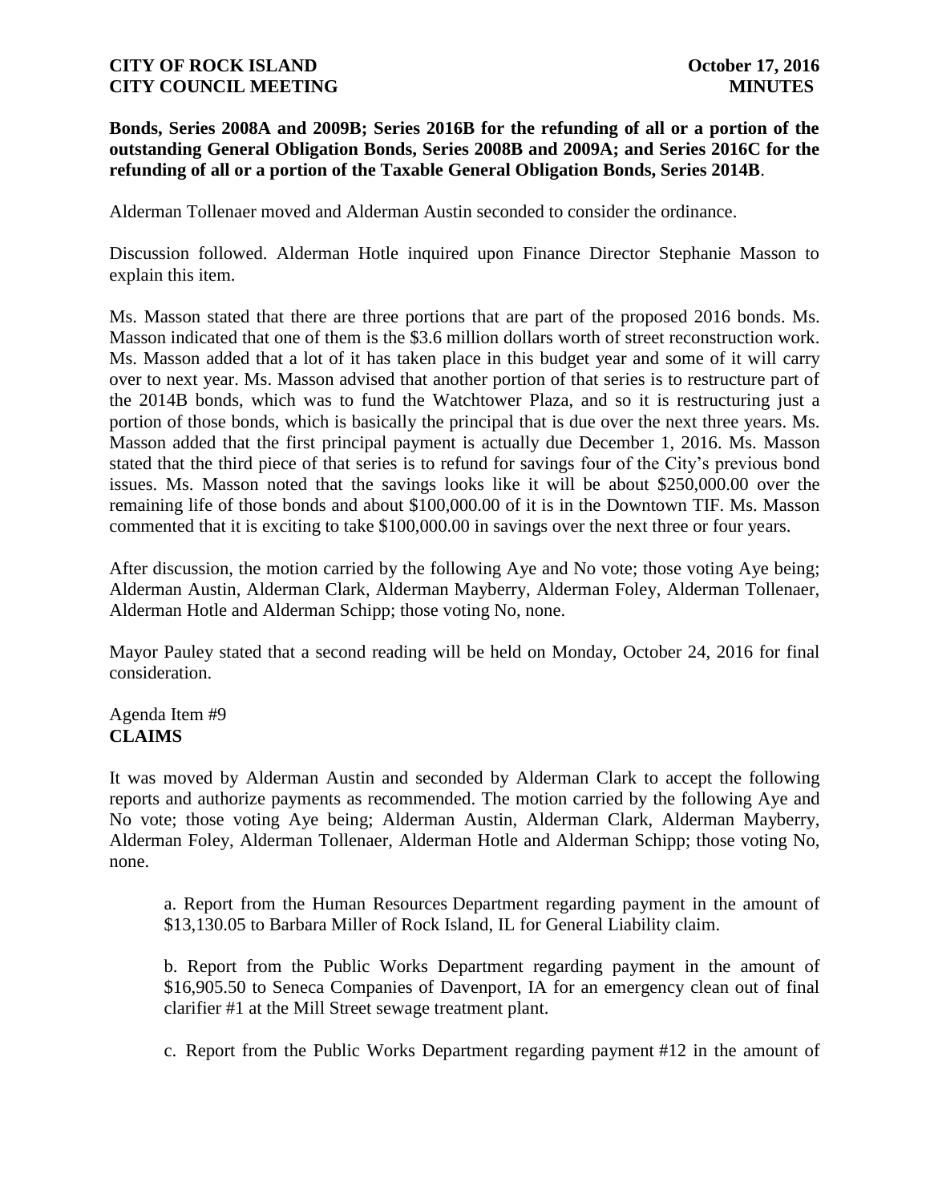**Bonds, Series 2008A and 2009B; Series 2016B for the refunding of all or a portion of the outstanding General Obligation Bonds, Series 2008B and 2009A; and Series 2016C for the refunding of all or a portion of the Taxable General Obligation Bonds, Series 2014B**.

Alderman Tollenaer moved and Alderman Austin seconded to consider the ordinance.

Discussion followed. Alderman Hotle inquired upon Finance Director Stephanie Masson to explain this item.

Ms. Masson stated that there are three portions that are part of the proposed 2016 bonds. Ms. Masson indicated that one of them is the $3.6 million dollars worth of street reconstruction work. Ms. Masson added that a lot of it has taken place in this budget year and some of it will carry over to next year. Ms. Masson advised that another portion of that series is to restructure part of the 2014B bonds, which was to fund the Watchtower Plaza, and so it is restructuring just a portion of those bonds, which is basically the principal that is due over the next three years. Ms. Masson added that the first principal payment is actually due December 1, 2016. Ms. Masson stated that the third piece of that series is to refund for savings four of the City's previous bond issues. Ms. Masson noted that the savings looks like it will be about $250,000.00 over the remaining life of those bonds and about $100,000.00 of it is in the Downtown TIF. Ms. Masson commented that it is exciting to take $100,000.00 in savings over the next three or four years.

After discussion, the motion carried by the following Aye and No vote; those voting Aye being; Alderman Austin, Alderman Clark, Alderman Mayberry, Alderman Foley, Alderman Tollenaer, Alderman Hotle and Alderman Schipp; those voting No, none.

Mayor Pauley stated that a second reading will be held on Monday, October 24, 2016 for final consideration.

Agenda Item #9
**CLAIMS**

It was moved by Alderman Austin and seconded by Alderman Clark to accept the following reports and authorize payments as recommended. The motion carried by the following Aye and No vote; those voting Aye being; Alderman Austin, Alderman Clark, Alderman Mayberry, Alderman Foley, Alderman Tollenaer, Alderman Hotle and Alderman Schipp; those voting No, none.

a. Report from the Human Resources Department regarding payment in the amount of $13,130.05 to Barbara Miller of Rock Island, IL for General Liability claim.

b. Report from the Public Works Department regarding payment in the amount of $16,905.50 to Seneca Companies of Davenport, IA for an emergency clean out of final clarifier #1 at the Mill Street sewage treatment plant.

c. Report from the Public Works Department regarding payment #12 in the amount of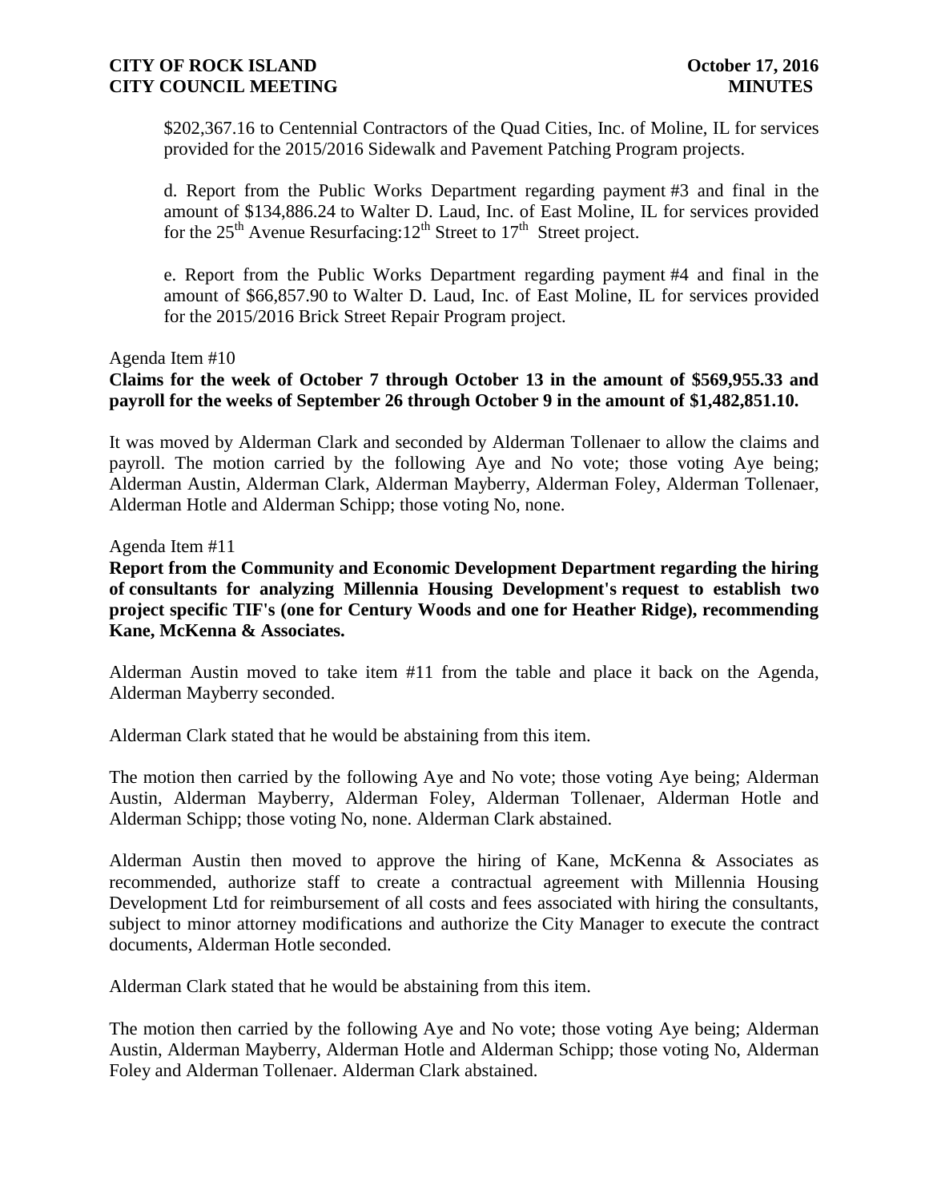$202,367.16 to Centennial Contractors of the Quad Cities, Inc. of Moline, IL for services provided for the 2015/2016 Sidewalk and Pavement Patching Program projects.

d. Report from the Public Works Department regarding payment #3 and final in the amount of $134,886.24 to Walter D. Laud, Inc. of East Moline, IL for services provided for the 25th Avenue Resurfacing:12th Street to 17th Street project.

e. Report from the Public Works Department regarding payment #4 and final in the amount of $66,857.90 to Walter D. Laud, Inc. of East Moline, IL for services provided for the 2015/2016 Brick Street Repair Program project.

Agenda Item #10

**Claims for the week of October 7 through October 13 in the amount of $569,955.33 and payroll for the weeks of September 26 through October 9 in the amount of $1,482,851.10.**

It was moved by Alderman Clark and seconded by Alderman Tollenaer to allow the claims and payroll. The motion carried by the following Aye and No vote; those voting Aye being; Alderman Austin, Alderman Clark, Alderman Mayberry, Alderman Foley, Alderman Tollenaer, Alderman Hotle and Alderman Schipp; those voting No, none.

Agenda Item #11

**Report from the Community and Economic Development Department regarding the hiring of consultants for analyzing Millennia Housing Development's request to establish two project specific TIF's (one for Century Woods and one for Heather Ridge), recommending Kane, McKenna & Associates.**

Alderman Austin moved to take item #11 from the table and place it back on the Agenda, Alderman Mayberry seconded.

Alderman Clark stated that he would be abstaining from this item.

The motion then carried by the following Aye and No vote; those voting Aye being; Alderman Austin, Alderman Mayberry, Alderman Foley, Alderman Tollenaer, Alderman Hotle and Alderman Schipp; those voting No, none. Alderman Clark abstained.

Alderman Austin then moved to approve the hiring of Kane, McKenna & Associates as recommended, authorize staff to create a contractual agreement with Millennia Housing Development Ltd for reimbursement of all costs and fees associated with hiring the consultants, subject to minor attorney modifications and authorize the City Manager to execute the contract documents, Alderman Hotle seconded.

Alderman Clark stated that he would be abstaining from this item.

The motion then carried by the following Aye and No vote; those voting Aye being; Alderman Austin, Alderman Mayberry, Alderman Hotle and Alderman Schipp; those voting No, Alderman Foley and Alderman Tollenaer. Alderman Clark abstained.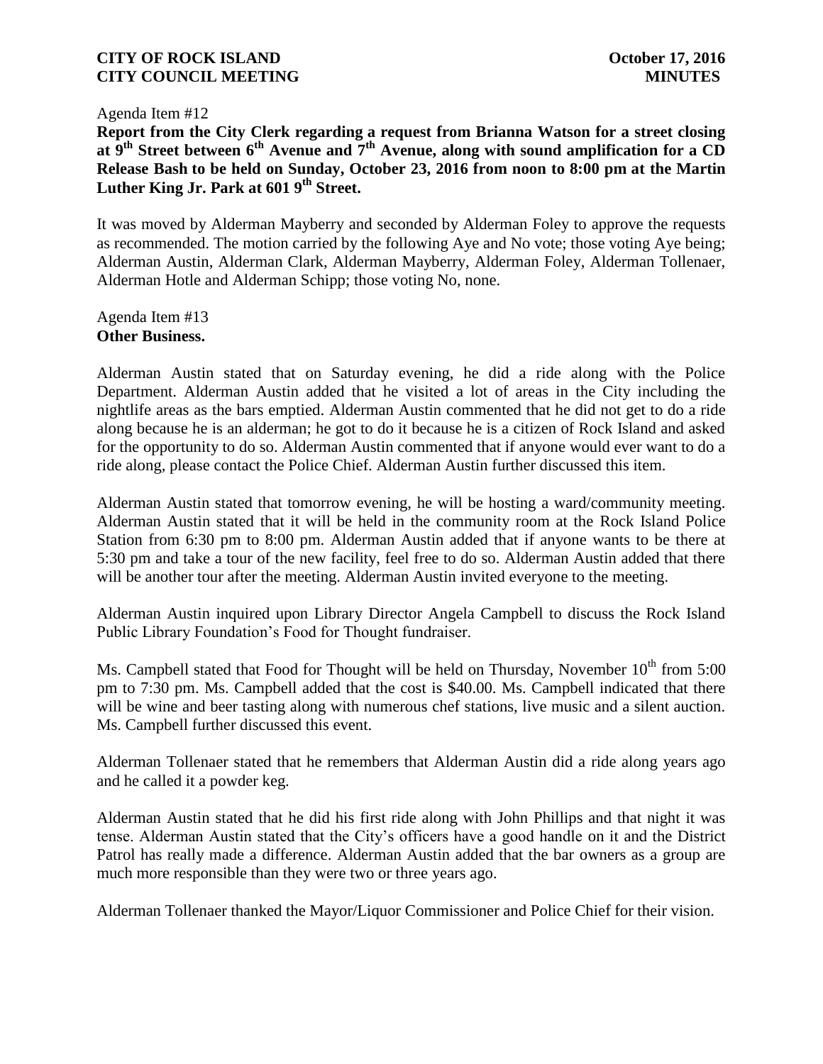Agenda Item #12

**Report from the City Clerk regarding a request from Brianna Watson for a street closing at 9th Street between 6th Avenue and 7th Avenue, along with sound amplification for a CD Release Bash to be held on Sunday, October 23, 2016 from noon to 8:00 pm at the Martin Luther King Jr. Park at 601 9th Street.**

It was moved by Alderman Mayberry and seconded by Alderman Foley to approve the requests as recommended. The motion carried by the following Aye and No vote; those voting Aye being; Alderman Austin, Alderman Clark, Alderman Mayberry, Alderman Foley, Alderman Tollenaer, Alderman Hotle and Alderman Schipp; those voting No, none.

Agenda Item #13

**Other Business.**

Alderman Austin stated that on Saturday evening, he did a ride along with the Police Department. Alderman Austin added that he visited a lot of areas in the City including the nightlife areas as the bars emptied. Alderman Austin commented that he did not get to do a ride along because he is an alderman; he got to do it because he is a citizen of Rock Island and asked for the opportunity to do so. Alderman Austin commented that if anyone would ever want to do a ride along, please contact the Police Chief. Alderman Austin further discussed this item.

Alderman Austin stated that tomorrow evening, he will be hosting a ward/community meeting. Alderman Austin stated that it will be held in the community room at the Rock Island Police Station from 6:30 pm to 8:00 pm. Alderman Austin added that if anyone wants to be there at 5:30 pm and take a tour of the new facility, feel free to do so. Alderman Austin added that there will be another tour after the meeting. Alderman Austin invited everyone to the meeting.

Alderman Austin inquired upon Library Director Angela Campbell to discuss the Rock Island Public Library Foundation's Food for Thought fundraiser.

Ms. Campbell stated that Food for Thought will be held on Thursday, November 10th from 5:00 pm to 7:30 pm. Ms. Campbell added that the cost is $40.00. Ms. Campbell indicated that there will be wine and beer tasting along with numerous chef stations, live music and a silent auction. Ms. Campbell further discussed this event.

Alderman Tollenaer stated that he remembers that Alderman Austin did a ride along years ago and he called it a powder keg.

Alderman Austin stated that he did his first ride along with John Phillips and that night it was tense. Alderman Austin stated that the City's officers have a good handle on it and the District Patrol has really made a difference. Alderman Austin added that the bar owners as a group are much more responsible than they were two or three years ago.

Alderman Tollenaer thanked the Mayor/Liquor Commissioner and Police Chief for their vision.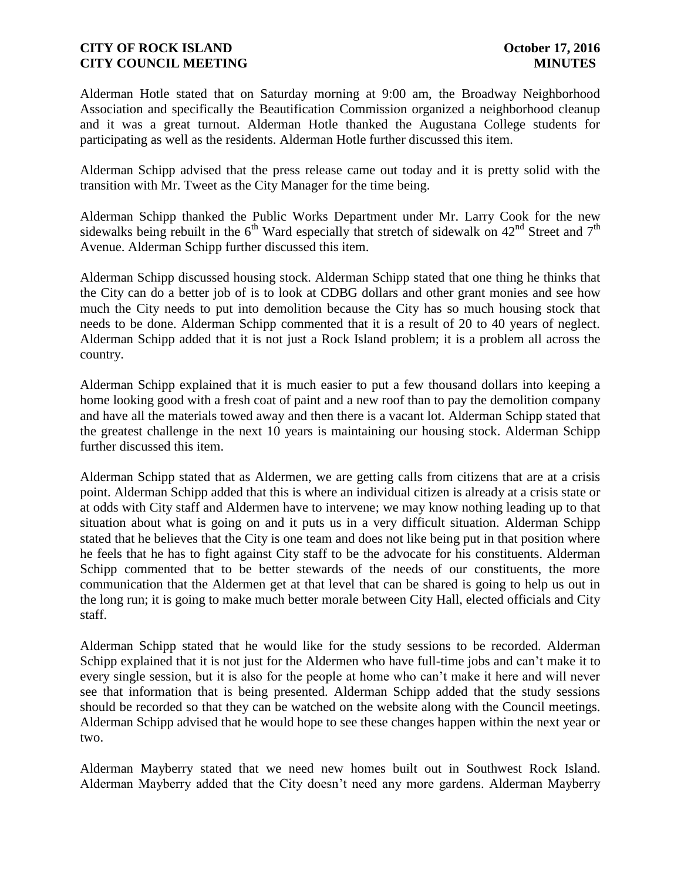Alderman Hotle stated that on Saturday morning at 9:00 am, the Broadway Neighborhood Association and specifically the Beautification Commission organized a neighborhood cleanup and it was a great turnout. Alderman Hotle thanked the Augustana College students for participating as well as the residents. Alderman Hotle further discussed this item.

Alderman Schipp advised that the press release came out today and it is pretty solid with the transition with Mr. Tweet as the City Manager for the time being.

Alderman Schipp thanked the Public Works Department under Mr. Larry Cook for the new sidewalks being rebuilt in the 6th Ward especially that stretch of sidewalk on 42nd Street and 7th Avenue. Alderman Schipp further discussed this item.

Alderman Schipp discussed housing stock. Alderman Schipp stated that one thing he thinks that the City can do a better job of is to look at CDBG dollars and other grant monies and see how much the City needs to put into demolition because the City has so much housing stock that needs to be done. Alderman Schipp commented that it is a result of 20 to 40 years of neglect. Alderman Schipp added that it is not just a Rock Island problem; it is a problem all across the country.

Alderman Schipp explained that it is much easier to put a few thousand dollars into keeping a home looking good with a fresh coat of paint and a new roof than to pay the demolition company and have all the materials towed away and then there is a vacant lot. Alderman Schipp stated that the greatest challenge in the next 10 years is maintaining our housing stock. Alderman Schipp further discussed this item.

Alderman Schipp stated that as Aldermen, we are getting calls from citizens that are at a crisis point. Alderman Schipp added that this is where an individual citizen is already at a crisis state or at odds with City staff and Aldermen have to intervene; we may know nothing leading up to that situation about what is going on and it puts us in a very difficult situation. Alderman Schipp stated that he believes that the City is one team and does not like being put in that position where he feels that he has to fight against City staff to be the advocate for his constituents. Alderman Schipp commented that to be better stewards of the needs of our constituents, the more communication that the Aldermen get at that level that can be shared is going to help us out in the long run; it is going to make much better morale between City Hall, elected officials and City staff.

Alderman Schipp stated that he would like for the study sessions to be recorded. Alderman Schipp explained that it is not just for the Aldermen who have full-time jobs and can't make it to every single session, but it is also for the people at home who can't make it here and will never see that information that is being presented. Alderman Schipp added that the study sessions should be recorded so that they can be watched on the website along with the Council meetings. Alderman Schipp advised that he would hope to see these changes happen within the next year or two.

Alderman Mayberry stated that we need new homes built out in Southwest Rock Island. Alderman Mayberry added that the City doesn't need any more gardens. Alderman Mayberry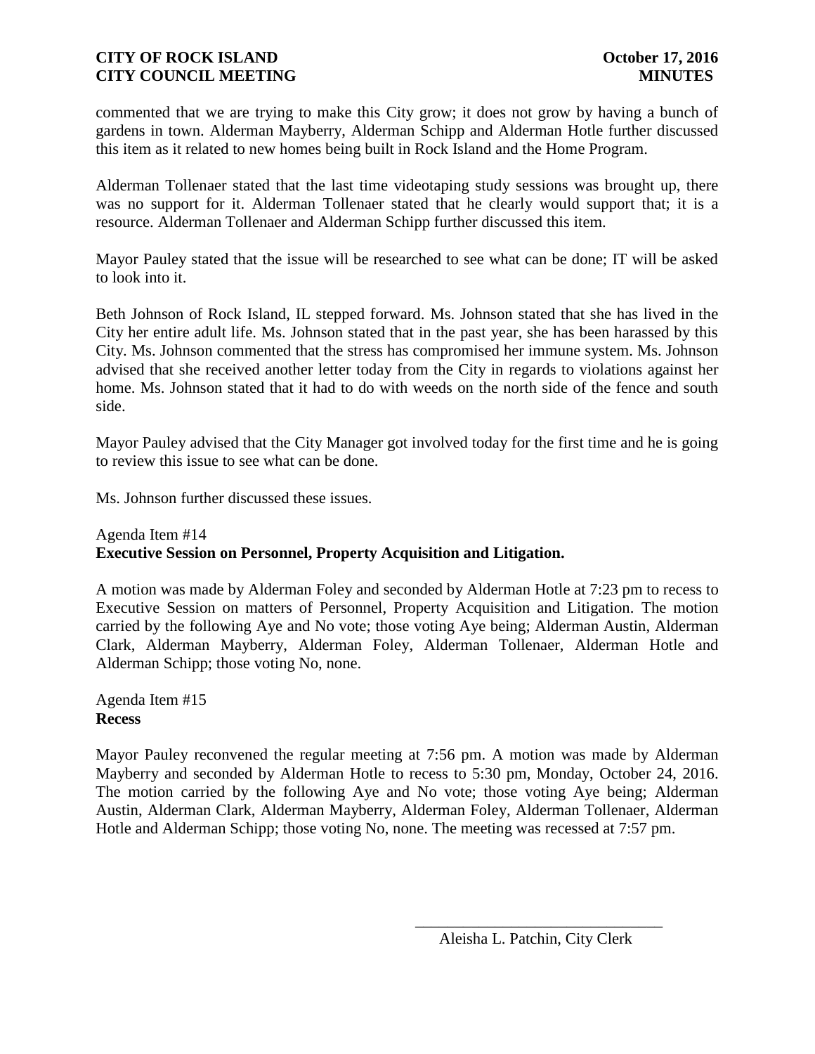commented that we are trying to make this City grow; it does not grow by having a bunch of gardens in town. Alderman Mayberry, Alderman Schipp and Alderman Hotle further discussed this item as it related to new homes being built in Rock Island and the Home Program.

Alderman Tollenaer stated that the last time videotaping study sessions was brought up, there was no support for it. Alderman Tollenaer stated that he clearly would support that; it is a resource. Alderman Tollenaer and Alderman Schipp further discussed this item.

Mayor Pauley stated that the issue will be researched to see what can be done; IT will be asked to look into it.

Beth Johnson of Rock Island, IL stepped forward. Ms. Johnson stated that she has lived in the City her entire adult life. Ms. Johnson stated that in the past year, she has been harassed by this City. Ms. Johnson commented that the stress has compromised her immune system. Ms. Johnson advised that she received another letter today from the City in regards to violations against her home. Ms. Johnson stated that it had to do with weeds on the north side of the fence and south side.

Mayor Pauley advised that the City Manager got involved today for the first time and he is going to review this issue to see what can be done.

Ms. Johnson further discussed these issues.

Agenda Item #14
**Executive Session on Personnel, Property Acquisition and Litigation.**

A motion was made by Alderman Foley and seconded by Alderman Hotle at 7:23 pm to recess to Executive Session on matters of Personnel, Property Acquisition and Litigation. The motion carried by the following Aye and No vote; those voting Aye being; Alderman Austin, Alderman Clark, Alderman Mayberry, Alderman Foley, Alderman Tollenaer, Alderman Hotle and Alderman Schipp; those voting No, none.

Agenda Item #15
**Recess**

Mayor Pauley reconvened the regular meeting at 7:56 pm. A motion was made by Alderman Mayberry and seconded by Alderman Hotle to recess to 5:30 pm, Monday, October 24, 2016. The motion carried by the following Aye and No vote; those voting Aye being; Alderman Austin, Alderman Clark, Alderman Mayberry, Alderman Foley, Alderman Tollenaer, Alderman Hotle and Alderman Schipp; those voting No, none. The meeting was recessed at 7:57 pm.

\_\_\_\_\_\_\_\_\_\_\_\_\_\_\_\_\_\_\_\_\_\_\_\_\_\_\_\_\_\_\_\_

Aleisha L. Patchin, City Clerk